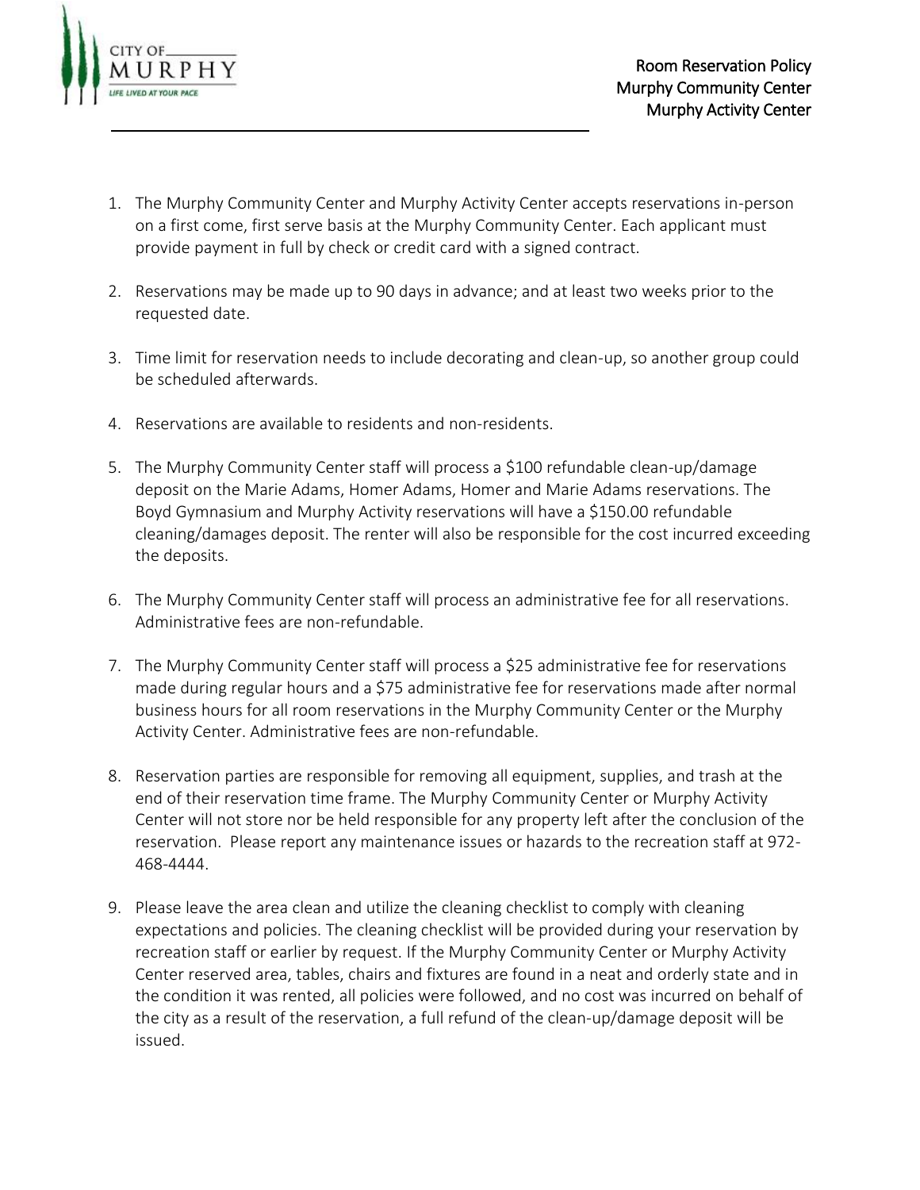# Room Reservation Policy
## Murphy Community Center
## Murphy Activity Center

1. The Murphy Community Center and Murphy Activity Center accepts reservations in-person on a first come, first serve basis at the Murphy Community Center. Each applicant must provide payment in full by check or credit card with a signed contract.

2. Reservations may be made up to 90 days in advance; and at least two weeks prior to the requested date.

3. Time limit for reservation needs to include decorating and clean-up, so another group could be scheduled afterwards.

4. Reservations are available to residents and non-residents.

5. The Murphy Community Center staff will process a $100 refundable clean-up/damage deposit on the Marie Adams, Homer Adams, Homer and Marie Adams reservations. The Boyd Gymnasium and Murphy Activity reservations will have a $150.00 refundable cleaning/damages deposit. The renter will also be responsible for the cost incurred exceeding the deposits.

6. The Murphy Community Center staff will process an administrative fee for all reservations. Administrative fees are non-refundable.

7. The Murphy Community Center staff will process a $25 administrative fee for reservations made during regular hours and a $75 administrative fee for reservations made after normal business hours for all room reservations in the Murphy Community Center or the Murphy Activity Center. Administrative fees are non-refundable.

8. Reservation parties are responsible for removing all equipment, supplies, and trash at the end of their reservation time frame. The Murphy Community Center or Murphy Activity Center will not store nor be held responsible for any property left after the conclusion of the reservation. Please report any maintenance issues or hazards to the recreation staff at 972-468-4444.

9. Please leave the area clean and utilize the cleaning checklist to comply with cleaning expectations and policies. The cleaning checklist will be provided during your reservation by recreation staff or earlier by request. If the Murphy Community Center or Murphy Activity Center reserved area, tables, chairs and fixtures are found in a neat and orderly state and in the condition it was rented, all policies were followed, and no cost was incurred on behalf of the city as a result of the reservation, a full refund of the clean-up/damage deposit will be issued.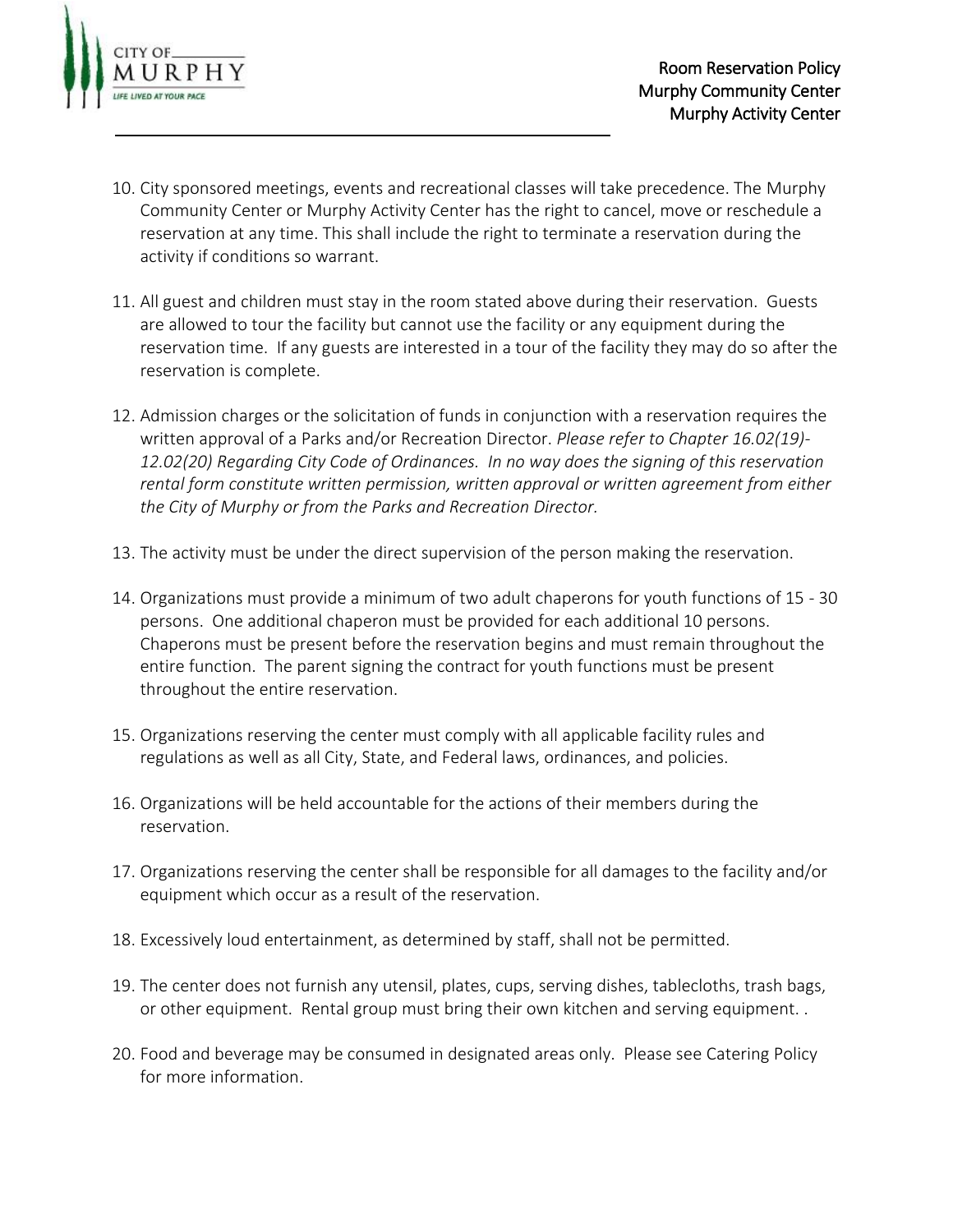10. City sponsored meetings, events and recreational classes will take precedence. The Murphy Community Center or Murphy Activity Center has the right to cancel, move or reschedule a reservation at any time. This shall include the right to terminate a reservation during the activity if conditions so warrant.

11. All guest and children must stay in the room stated above during their reservation. Guests are allowed to tour the facility but cannot use the facility or any equipment during the reservation time. If any guests are interested in a tour of the facility they may do so after the reservation is complete.

12. Admission charges or the solicitation of funds in conjunction with a reservation requires the written approval of a Parks and/or Recreation Director. *Please refer to Chapter 16.02(19)-12.02(20) Regarding City Code of Ordinances. In no way does the signing of this reservation rental form constitute written permission, written approval or written agreement from either the City of Murphy or from the Parks and Recreation Director.*

13. The activity must be under the direct supervision of the person making the reservation.

14. Organizations must provide a minimum of two adult chaperons for youth functions of 15 - 30 persons. One additional chaperon must be provided for each additional 10 persons. Chaperons must be present before the reservation begins and must remain throughout the entire function. The parent signing the contract for youth functions must be present throughout the entire reservation.

15. Organizations reserving the center must comply with all applicable facility rules and regulations as well as all City, State, and Federal laws, ordinances, and policies.

16. Organizations will be held accountable for the actions of their members during the reservation.

17. Organizations reserving the center shall be responsible for all damages to the facility and/or equipment which occur as a result of the reservation.

18. Excessively loud entertainment, as determined by staff, shall not be permitted.

19. The center does not furnish any utensil, plates, cups, serving dishes, tablecloths, trash bags, or other equipment. Rental group must bring their own kitchen and serving equipment. .

20. Food and beverage may be consumed in designated areas only. Please see Catering Policy for more information.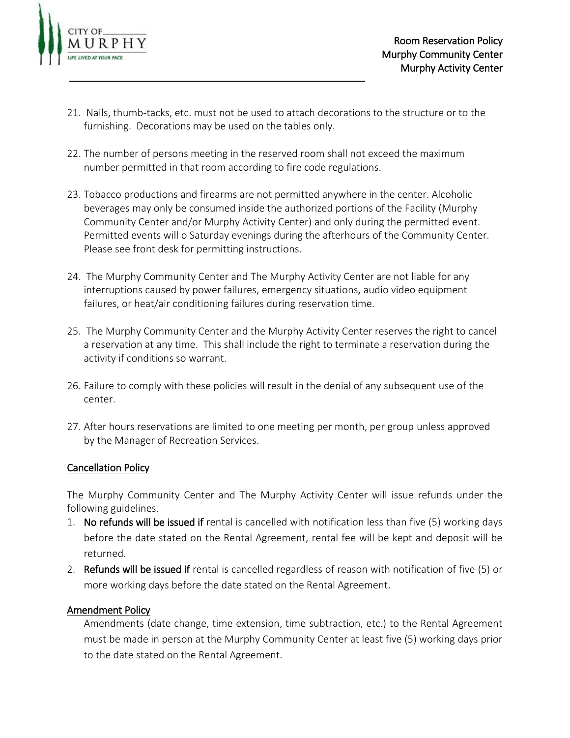21. Nails, thumb-tacks, etc. must not be used to attach decorations to the structure or to the furnishing. Decorations may be used on the tables only.

22. The number of persons meeting in the reserved room shall not exceed the maximum number permitted in that room according to fire code regulations.

23. Tobacco productions and firearms are not permitted anywhere in the center. Alcoholic beverages may only be consumed inside the authorized portions of the Facility (Murphy Community Center and/or Murphy Activity Center) and only during the permitted event. Permitted events will o Saturday evenings during the afterhours of the Community Center. Please see front desk for permitting instructions.

24. The Murphy Community Center and The Murphy Activity Center are not liable for any interruptions caused by power failures, emergency situations, audio video equipment failures, or heat/air conditioning failures during reservation time.

25. The Murphy Community Center and the Murphy Activity Center reserves the right to cancel a reservation at any time. This shall include the right to terminate a reservation during the activity if conditions so warrant.

26. Failure to comply with these policies will result in the denial of any subsequent use of the center.

27. After hours reservations are limited to one meeting per month, per group unless approved by the Manager of Recreation Services.

## Cancellation Policy

The Murphy Community Center and The Murphy Activity Center will issue refunds under the following guidelines.

1. **No refunds will be issued if** rental is cancelled with notification less than five (5) working days before the date stated on the Rental Agreement, rental fee will be kept and deposit will be returned.
2. **Refunds will be issued if** rental is cancelled regardless of reason with notification of five (5) or more working days before the date stated on the Rental Agreement.

## Amendment Policy

Amendments (date change, time extension, time subtraction, etc.) to the Rental Agreement must be made in person at the Murphy Community Center at least five (5) working days prior to the date stated on the Rental Agreement.